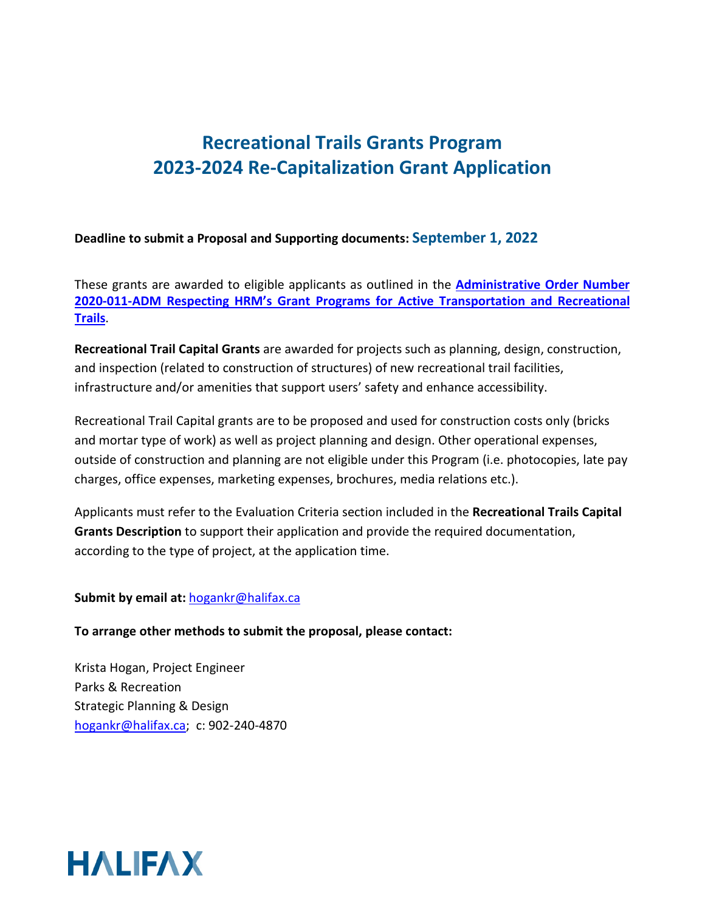# Recreational Trails Grants Program
# 2023-2024 Re-Capitalization Grant Application

**Deadline to submit a Proposal and Supporting documents:** **September 1, 2022**

These grants are awarded to eligible applicants as outlined in the **[Administrative Order Number 2020-011-ADM Respecting HRM's Grant Programs for Active Transportation and Recreational Trails]()**.

**Recreational Trail Capital Grants** are awarded for projects such as planning, design, construction, and inspection (related to construction of structures) of new recreational trail facilities, infrastructure and/or amenities that support users' safety and enhance accessibility.

Recreational Trail Capital grants are to be proposed and used for construction costs only (bricks and mortar type of work) as well as project planning and design. Other operational expenses, outside of construction and planning are not eligible under this Program (i.e. photocopies, late pay charges, office expenses, marketing expenses, brochures, media relations etc.).

Applicants must refer to the Evaluation Criteria section included in the **Recreational Trails Capital Grants Description** to support their application and provide the required documentation, according to the type of project, at the application time.

**Submit by email at:** hogankr@halifax.ca

**To arrange other methods to submit the proposal, please contact:**

Krista Hogan, Project Engineer
Parks & Recreation
Strategic Planning & Design
hogankr@halifax.ca; c: 902-240-4870

HALIFAX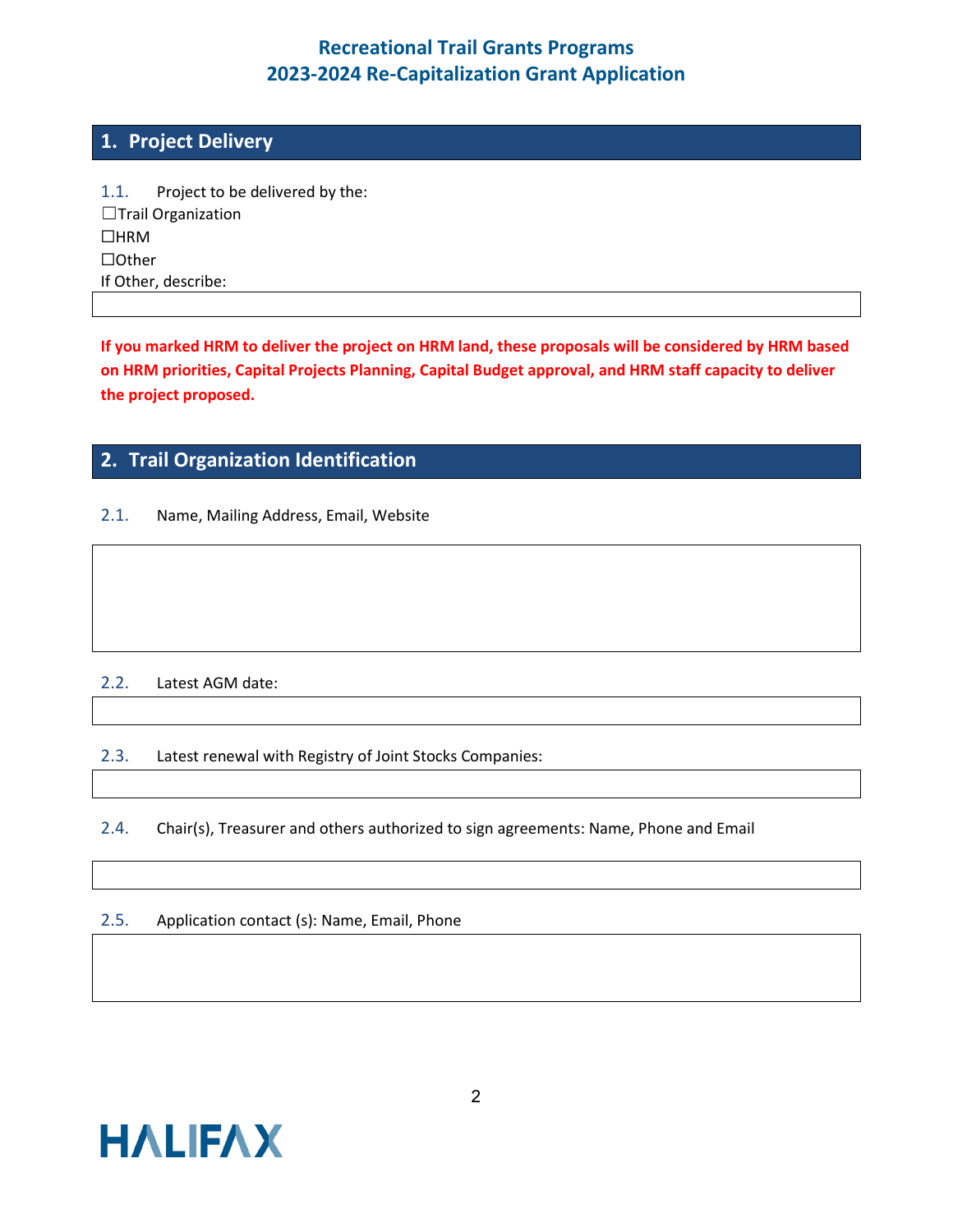# Recreational Trail Grants Programs
# 2023-2024 Re-Capitalization Grant Application

## 1. Project Delivery

1.1. Project to be delivered by the:

☐Trail Organization
☐HRM
☐Other

If Other, describe:

**If you marked HRM to deliver the project on HRM land, these proposals will be considered by HRM based on HRM priorities, Capital Projects Planning, Capital Budget approval, and HRM staff capacity to deliver the project proposed.**

## 2. Trail Organization Identification

2.1. Name, Mailing Address, Email, Website

2.2. Latest AGM date:

2.3. Latest renewal with Registry of Joint Stocks Companies:

2.4. Chair(s), Treasurer and others authorized to sign agreements: Name, Phone and Email

2.5. Application contact (s): Name, Email, Phone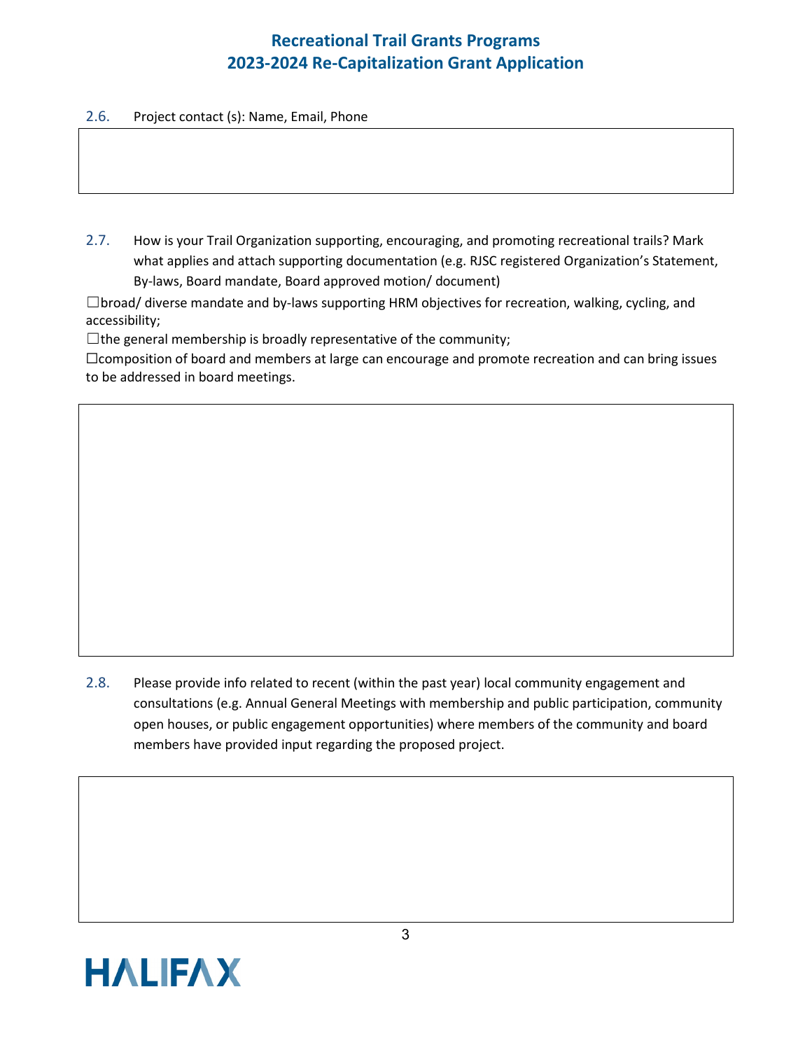2.6. Project contact (s): Name, Email, Phone

2.7. How is your Trail Organization supporting, encouraging, and promoting recreational trails? Mark what applies and attach supporting documentation (e.g. RJSC registered Organization's Statement, By-laws, Board mandate, Board approved motion/ document)

☐broad/ diverse mandate and by-laws supporting HRM objectives for recreation, walking, cycling, and accessibility;

☐the general membership is broadly representative of the community;

☐composition of board and members at large can encourage and promote recreation and can bring issues to be addressed in board meetings.

2.8. Please provide info related to recent (within the past year) local community engagement and consultations (e.g. Annual General Meetings with membership and public participation, community open houses, or public engagement opportunities) where members of the community and board members have provided input regarding the proposed project.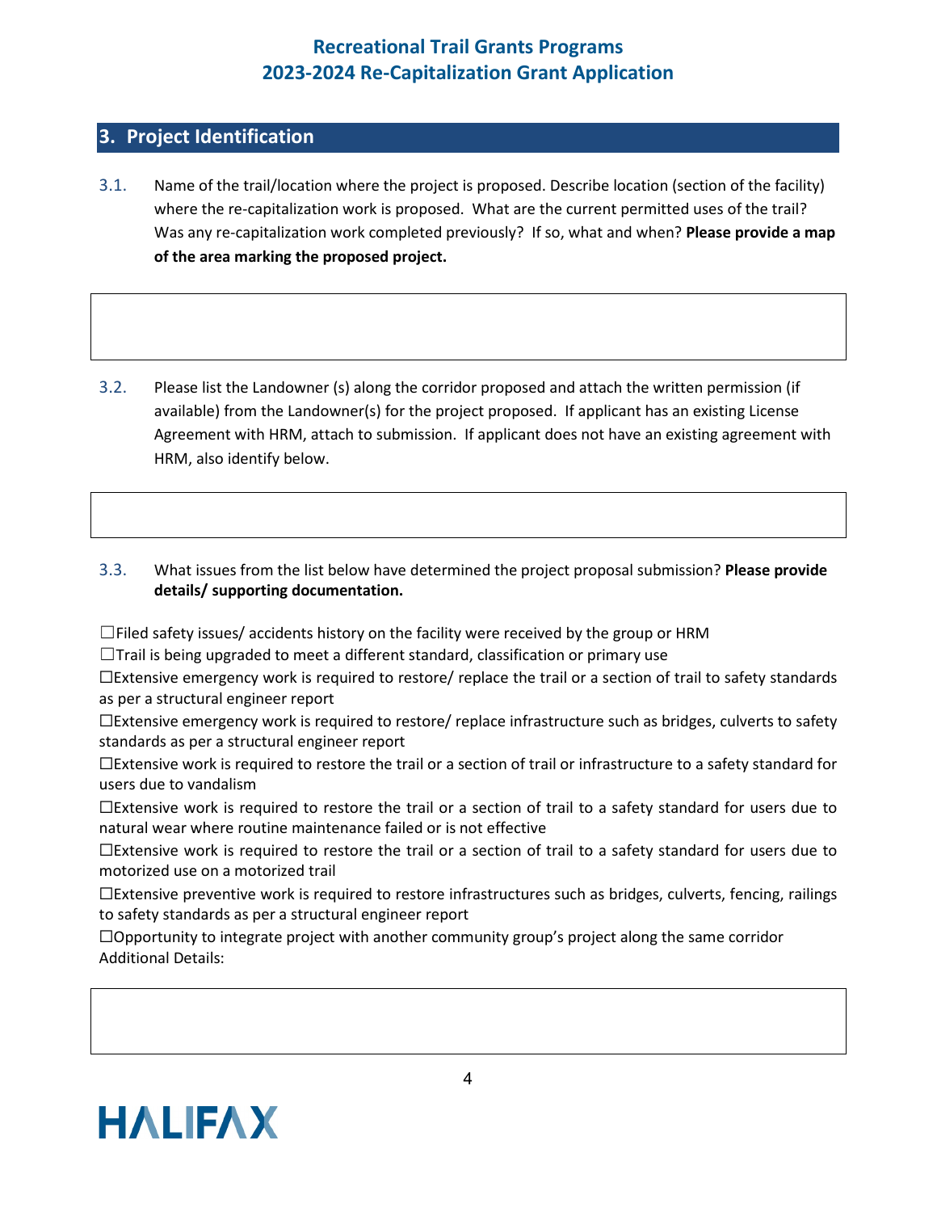## 3. Project Identification

3.1. Name of the trail/location where the project is proposed. Describe location (section of the facility) where the re-capitalization work is proposed. What are the current permitted uses of the trail? Was any re-capitalization work completed previously? If so, what and when? **Please provide a map of the area marking the proposed project.**

3.2. Please list the Landowner (s) along the corridor proposed and attach the written permission (if available) from the Landowner(s) for the project proposed. If applicant has an existing License Agreement with HRM, attach to submission. If applicant does not have an existing agreement with HRM, also identify below.

3.3. What issues from the list below have determined the project proposal submission? **Please provide details/ supporting documentation.**

☐Filed safety issues/ accidents history on the facility were received by the group or HRM

☐Trail is being upgraded to meet a different standard, classification or primary use

☐Extensive emergency work is required to restore/ replace the trail or a section of trail to safety standards as per a structural engineer report

☐Extensive emergency work is required to restore/ replace infrastructure such as bridges, culverts to safety standards as per a structural engineer report

☐Extensive work is required to restore the trail or a section of trail or infrastructure to a safety standard for users due to vandalism

☐Extensive work is required to restore the trail or a section of trail to a safety standard for users due to natural wear where routine maintenance failed or is not effective

☐Extensive work is required to restore the trail or a section of trail to a safety standard for users due to motorized use on a motorized trail

☐Extensive preventive work is required to restore infrastructures such as bridges, culverts, fencing, railings to safety standards as per a structural engineer report

☐Opportunity to integrate project with another community group's project along the same corridor

Additional Details: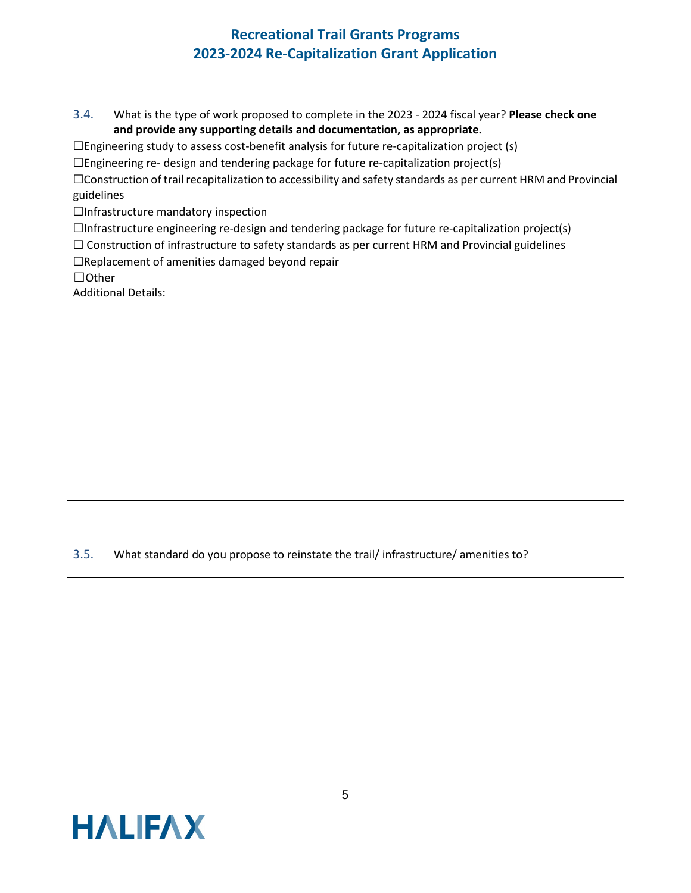3.4. What is the type of work proposed to complete in the 2023 - 2024 fiscal year? **Please check one and provide any supporting details and documentation, as appropriate.**

☐Engineering study to assess cost-benefit analysis for future re-capitalization project (s)

☐Engineering re- design and tendering package for future re-capitalization project(s)

☐Construction of trail recapitalization to accessibility and safety standards as per current HRM and Provincial guidelines

☐Infrastructure mandatory inspection

☐Infrastructure engineering re-design and tendering package for future re-capitalization project(s)

☐ Construction of infrastructure to safety standards as per current HRM and Provincial guidelines

☐Replacement of amenities damaged beyond repair

☐Other

Additional Details:

3.5. What standard do you propose to reinstate the trail/ infrastructure/ amenities to?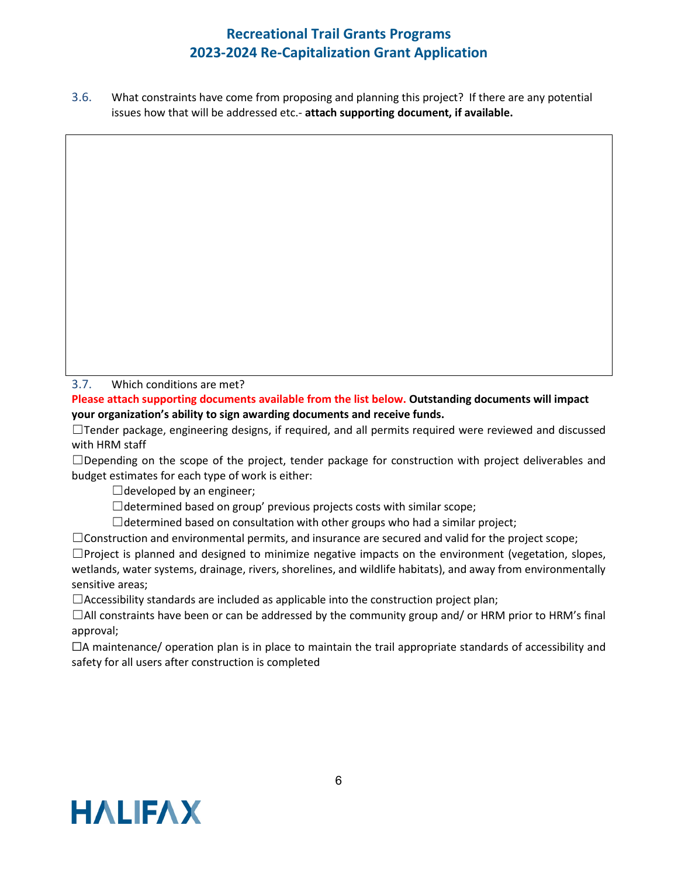3.6. What constraints have come from proposing and planning this project? If there are any potential issues how that will be addressed etc.- **attach supporting document, if available.**

3.7. Which conditions are met?

**Please attach supporting documents available from the list below. Outstanding documents will impact your organization's ability to sign awarding documents and receive funds.**

☐Tender package, engineering designs, if required, and all permits required were reviewed and discussed with HRM staff

☐Depending on the scope of the project, tender package for construction with project deliverables and budget estimates for each type of work is either:

- ☐developed by an engineer;
- ☐determined based on group' previous projects costs with similar scope;
- ☐determined based on consultation with other groups who had a similar project;

☐Construction and environmental permits, and insurance are secured and valid for the project scope;

☐Project is planned and designed to minimize negative impacts on the environment (vegetation, slopes, wetlands, water systems, drainage, rivers, shorelines, and wildlife habitats), and away from environmentally sensitive areas;

☐Accessibility standards are included as applicable into the construction project plan;

☐All constraints have been or can be addressed by the community group and/ or HRM prior to HRM's final approval;

☐A maintenance/ operation plan is in place to maintain the trail appropriate standards of accessibility and safety for all users after construction is completed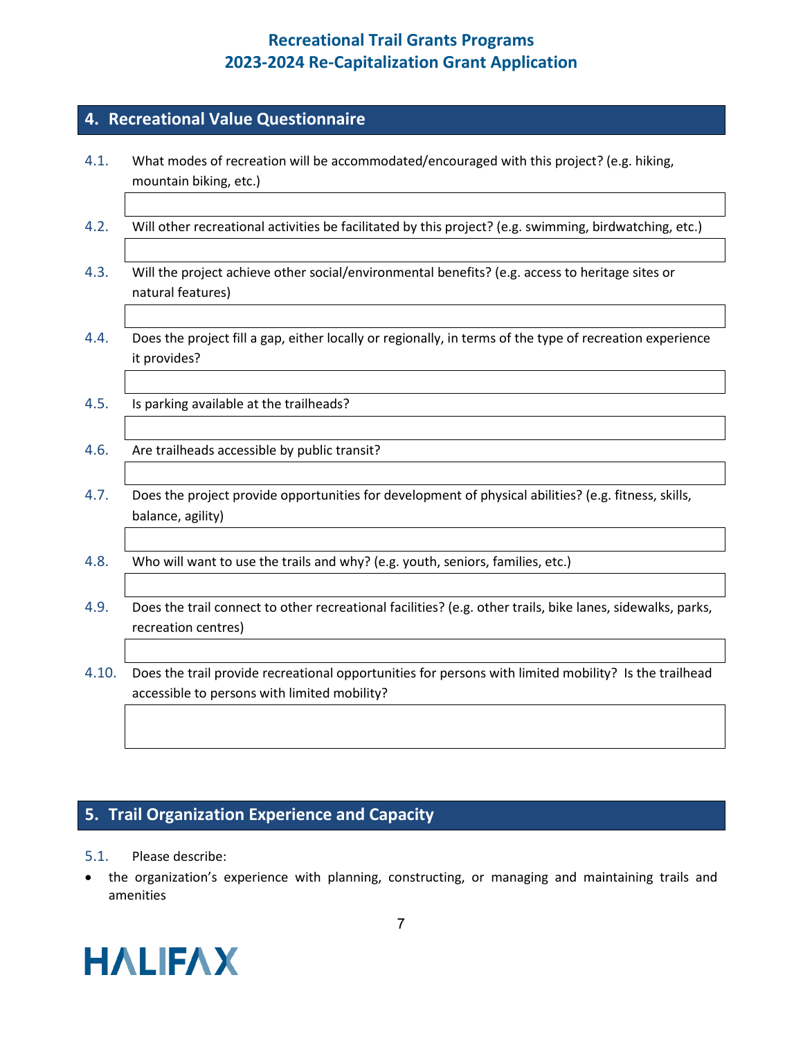## 4. Recreational Value Questionnaire

4.1. What modes of recreation will be accommodated/encouraged with this project? (e.g. hiking, mountain biking, etc.)

4.2. Will other recreational activities be facilitated by this project? (e.g. swimming, birdwatching, etc.)

4.3. Will the project achieve other social/environmental benefits? (e.g. access to heritage sites or natural features)

4.4. Does the project fill a gap, either locally or regionally, in terms of the type of recreation experience it provides?

4.5. Is parking available at the trailheads?

4.6. Are trailheads accessible by public transit?

4.7. Does the project provide opportunities for development of physical abilities? (e.g. fitness, skills, balance, agility)

4.8. Who will want to use the trails and why? (e.g. youth, seniors, families, etc.)

4.9. Does the trail connect to other recreational facilities? (e.g. other trails, bike lanes, sidewalks, parks, recreation centres)

4.10. Does the trail provide recreational opportunities for persons with limited mobility? Is the trailhead accessible to persons with limited mobility?

## 5. Trail Organization Experience and Capacity

5.1. Please describe:

- the organization's experience with planning, constructing, or managing and maintaining trails and amenities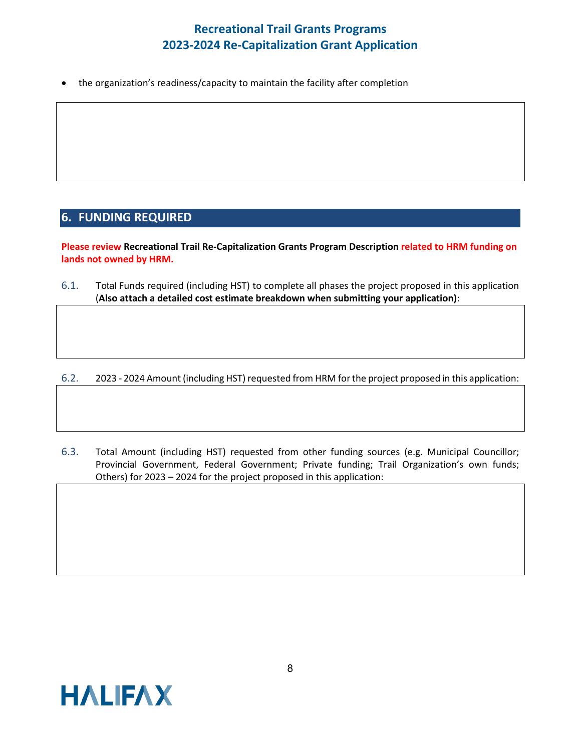- the organization's readiness/capacity to maintain the facility after completion

## 6. FUNDING REQUIRED

**Please review Recreational Trail Re-Capitalization Grants Program Description related to HRM funding on lands not owned by HRM.**

6.1. Total Funds required (including HST) to complete all phases the project proposed in this application (**Also attach a detailed cost estimate breakdown when submitting your application)**:

6.2. 2023 - 2024 Amount (including HST) requested from HRM for the project proposed in this application:

6.3. Total Amount (including HST) requested from other funding sources (e.g. Municipal Councillor; Provincial Government, Federal Government; Private funding; Trail Organization's own funds; Others) for 2023 – 2024 for the project proposed in this application: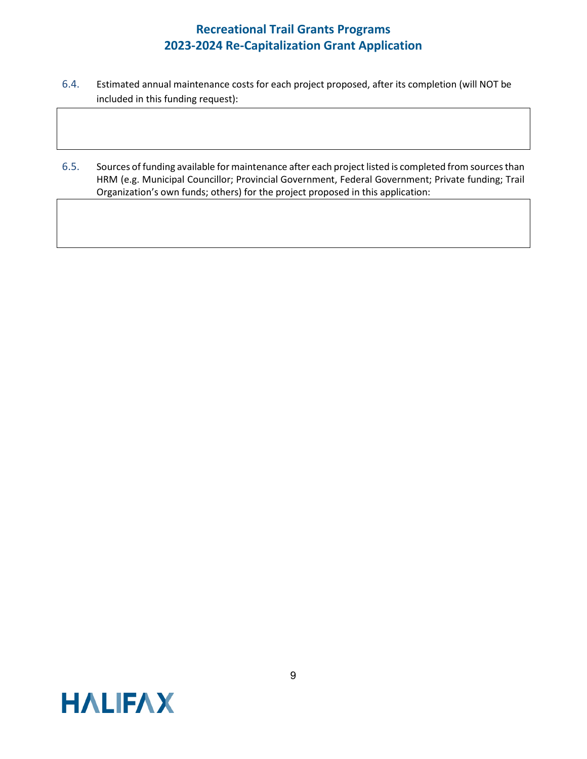6.4. Estimated annual maintenance costs for each project proposed, after its completion (will NOT be included in this funding request):

| |
|---|
| |

6.5. Sources of funding available for maintenance after each project listed is completed from sources than HRM (e.g. Municipal Councillor; Provincial Government, Federal Government; Private funding; Trail Organization's own funds; others) for the project proposed in this application:

| |
|---|
| |